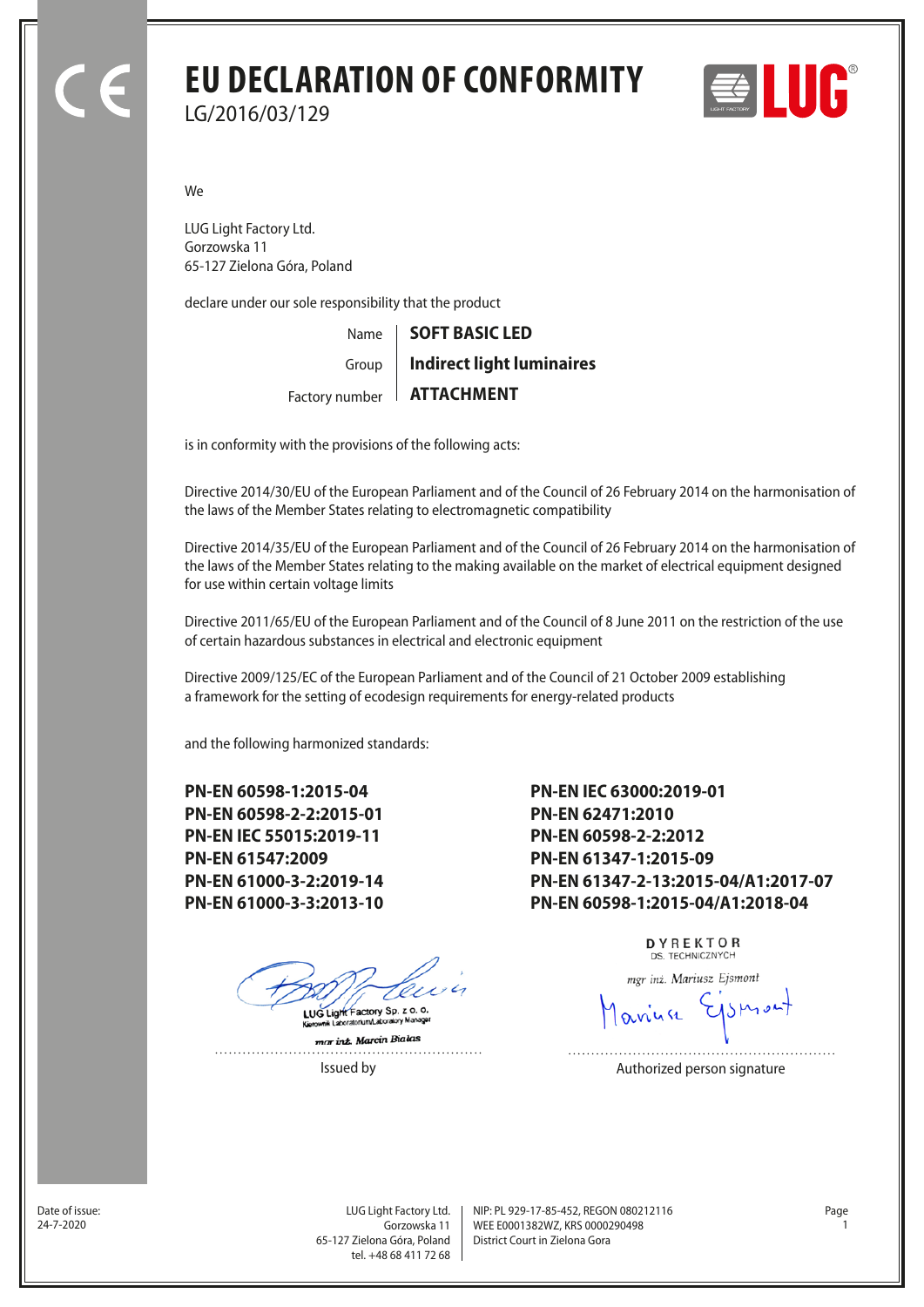# EU DECLARATION OF CONFORMITY

LG/2016/03/129

We

LUG Light Factory Ltd.
Gorzowska 11
65-127 Zielona Góra, Poland

declare under our sole responsibility that the product

| | |
|---|---|
| Name | **SOFT BASIC LED** |
| Group | **Indirect light luminaires** |
| Factory number | **ATTACHMENT** |

is in conformity with the provisions of the following acts:

Directive 2014/30/EU of the European Parliament and of the Council of 26 February 2014 on the harmonisation of the laws of the Member States relating to electromagnetic compatibility

Directive 2014/35/EU of the European Parliament and of the Council of 26 February 2014 on the harmonisation of the laws of the Member States relating to the making available on the market of electrical equipment designed for use within certain voltage limits

Directive 2011/65/EU of the European Parliament and of the Council of 8 June 2011 on the restriction of the use of certain hazardous substances in electrical and electronic equipment

Directive 2009/125/EC of the European Parliament and of the Council of 21 October 2009 establishing a framework for the setting of ecodesign requirements for energy-related products

and the following harmonized standards:

**PN-EN 60598-1:2015-04**
**PN-EN 60598-2-2:2015-01**
**PN-EN IEC 55015:2019-11**
**PN-EN 61547:2009**
**PN-EN 61000-3-2:2019-14**
**PN-EN 61000-3-3:2013-10**
**PN-EN IEC 63000:2019-01**
**PN-EN 62471:2010**
**PN-EN 60598-2-2:2012**
**PN-EN 61347-1:2015-09**
**PN-EN 61347-2-13:2015-04/A1:2017-07**
**PN-EN 60598-1:2015-04/A1:2018-04**

LUG Light Factory Sp. z o. o.
Kierownik Laboratorium/Laboratory Manager
mgr inż. Marcin Białas

Issued by

DYREKTOR
DS. TECHNICZNYCH
mgr inż. Mariusz Ejsmont

Authorized person signature

Date of issue:
24-7-2020

LUG Light Factory Ltd.
Gorzowska 11
65-127 Zielona Góra, Poland
tel. +48 68 411 72 68

NIP: PL 929-17-85-452, REGON 080212116
WEE E0001382WZ, KRS 0000290498
District Court in Zielona Gora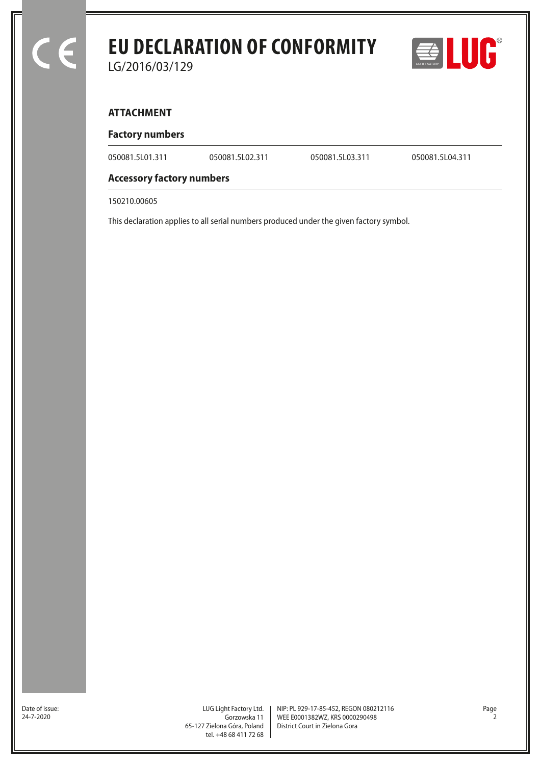# EU DECLARATION OF CONFORMITY

LG/2016/03/129

## ATTACHMENT

### Factory numbers

| | | | |
|---|---|---|---|
| 050081.5L01.311 | 050081.5L02.311 | 050081.5L03.311 | 050081.5L04.311 |

### Accessory factory numbers

150210.00605

This declaration applies to all serial numbers produced under the given factory symbol.

Date of issue:
24-7-2020

LUG Light Factory Ltd.
Gorzowska 11
65-127 Zielona Góra, Poland
tel. +48 68 411 72 68

NIP: PL 929-17-85-452, REGON 080212116
WEE E0001382WZ, KRS 0000290498
District Court in Zielona Gora